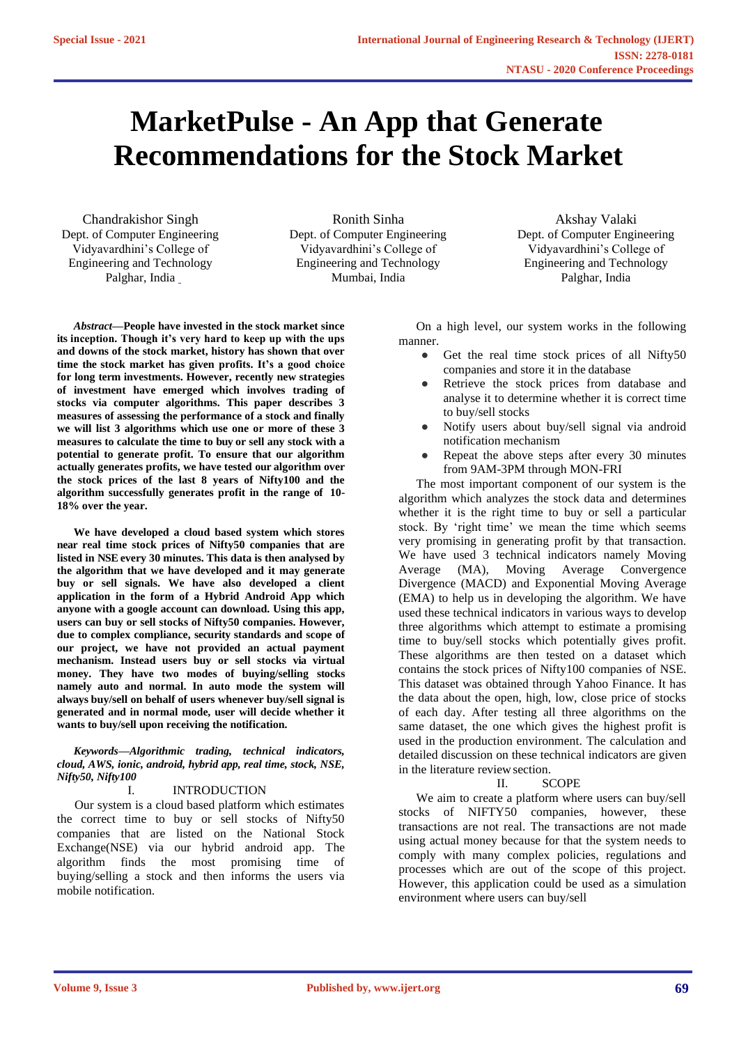# MarketPulse - An App that Generate Recommendations for the Stock Market

Chandrakishor Singh
Dept. of Computer Engineering
Vidyavardhini's College of Engineering and Technology
Palghar, India

Ronith Sinha
Dept. of Computer Engineering
Vidyavardhini's College of Engineering and Technology
Mumbai, India

Akshay Valaki
Dept. of Computer Engineering
Vidyavardhini's College of Engineering and Technology
Palghar, India

***Abstract*—People have invested in the stock market since its inception. Though it's very hard to keep up with the ups and downs of the stock market, history has shown that over time the stock market has given profits. It's a good choice for long term investments. However, recently new strategies of investment have emerged which involves trading of stocks via computer algorithms. This paper describes 3 measures of assessing the performance of a stock and finally we will list 3 algorithms which use one or more of these 3 measures to calculate the time to buy or sell any stock with a potential to generate profit. To ensure that our algorithm actually generates profits, we have tested our algorithm over the stock prices of the last 8 years of Nifty100 and the algorithm successfully generates profit in the range of 10-18% over the year.**

**We have developed a cloud based system which stores near real time stock prices of Nifty50 companies that are listed in NSE every 30 minutes. This data is then analysed by the algorithm that we have developed and it may generate buy or sell signals. We have also developed a client application in the form of a Hybrid Android App which anyone with a google account can download. Using this app, users can buy or sell stocks of Nifty50 companies. However, due to complex compliance, security standards and scope of our project, we have not provided an actual payment mechanism. Instead users buy or sell stocks via virtual money. They have two modes of buying/selling stocks namely auto and normal. In auto mode the system will always buy/sell on behalf of users whenever buy/sell signal is generated and in normal mode, user will decide whether it wants to buy/sell upon receiving the notification.**

***Keywords—Algorithmic trading, technical indicators, cloud, AWS, ionic, android, hybrid app, real time, stock, NSE, Nifty50, Nifty100***

## I. INTRODUCTION

Our system is a cloud based platform which estimates the correct time to buy or sell stocks of Nifty50 companies that are listed on the National Stock Exchange(NSE) via our hybrid android app. The algorithm finds the most promising time of buying/selling a stock and then informs the users via mobile notification.

On a high level, our system works in the following manner.

- Get the real time stock prices of all Nifty50 companies and store it in the database
- Retrieve the stock prices from database and analyse it to determine whether it is correct time to buy/sell stocks
- Notify users about buy/sell signal via android notification mechanism
- Repeat the above steps after every 30 minutes from 9AM-3PM through MON-FRI

The most important component of our system is the algorithm which analyzes the stock data and determines whether it is the right time to buy or sell a particular stock. By 'right time' we mean the time which seems very promising in generating profit by that transaction. We have used 3 technical indicators namely Moving Average (MA), Moving Average Convergence Divergence (MACD) and Exponential Moving Average (EMA) to help us in developing the algorithm. We have used these technical indicators in various ways to develop three algorithms which attempt to estimate a promising time to buy/sell stocks which potentially gives profit. These algorithms are then tested on a dataset which contains the stock prices of Nifty100 companies of NSE. This dataset was obtained through Yahoo Finance. It has the data about the open, high, low, close price of stocks of each day. After testing all three algorithms on the same dataset, the one which gives the highest profit is used in the production environment. The calculation and detailed discussion on these technical indicators are given in the literature review section.

## II. SCOPE

We aim to create a platform where users can buy/sell stocks of NIFTY50 companies, however, these transactions are not real. The transactions are not made using actual money because for that the system needs to comply with many complex policies, regulations and processes which are out of the scope of this project. However, this application could be used as a simulation environment where users can buy/sell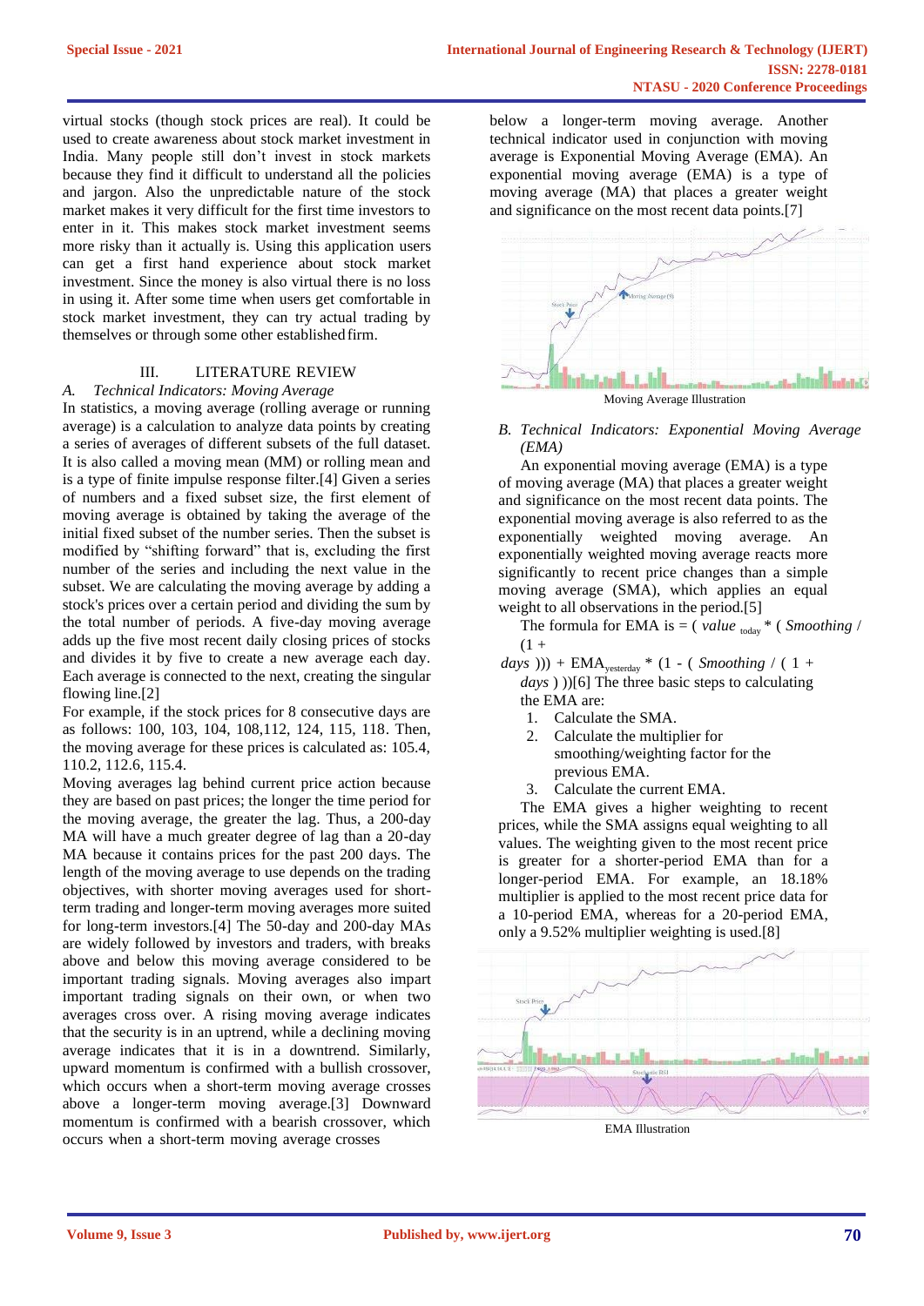virtual stocks (though stock prices are real). It could be used to create awareness about stock market investment in India. Many people still don't invest in stock markets because they find it difficult to understand all the policies and jargon. Also the unpredictable nature of the stock market makes it very difficult for the first time investors to enter in it. This makes stock market investment seems more risky than it actually is. Using this application users can get a first hand experience about stock market investment. Since the money is also virtual there is no loss in using it. After some time when users get comfortable in stock market investment, they can try actual trading by themselves or through some other established firm.

## III. LITERATURE REVIEW

### *A. Technical Indicators: Moving Average*

In statistics, a moving average (rolling average or running average) is a calculation to analyze data points by creating a series of averages of different subsets of the full dataset. It is also called a moving mean (MM) or rolling mean and is a type of finite impulse response filter.[4] Given a series of numbers and a fixed subset size, the first element of moving average is obtained by taking the average of the initial fixed subset of the number series. Then the subset is modified by "shifting forward" that is, excluding the first number of the series and including the next value in the subset. We are calculating the moving average by adding a stock's prices over a certain period and dividing the sum by the total number of periods. A five-day moving average adds up the five most recent daily closing prices of stocks and divides it by five to create a new average each day. Each average is connected to the next, creating the singular flowing line.[2]

For example, if the stock prices for 8 consecutive days are as follows: 100, 103, 104, 108,112, 124, 115, 118. Then, the moving average for these prices is calculated as: 105.4, 110.2, 112.6, 115.4.

Moving averages lag behind current price action because they are based on past prices; the longer the time period for the moving average, the greater the lag. Thus, a 200-day MA will have a much greater degree of lag than a 20-day MA because it contains prices for the past 200 days. The length of the moving average to use depends on the trading objectives, with shorter moving averages used for short-term trading and longer-term moving averages more suited for long-term investors.[4] The 50-day and 200-day MAs are widely followed by investors and traders, with breaks above and below this moving average considered to be important trading signals. Moving averages also impart important trading signals on their own, or when two averages cross over. A rising moving average indicates that the security is in an uptrend, while a declining moving average indicates that it is in a downtrend. Similarly, upward momentum is confirmed with a bullish crossover, which occurs when a short-term moving average crosses above a longer-term moving average.[3] Downward momentum is confirmed with a bearish crossover, which occurs when a short-term moving average crosses below a longer-term moving average. Another technical indicator used in conjunction with moving average is Exponential Moving Average (EMA). An exponential moving average (EMA) is a type of moving average (MA) that places a greater weight and significance on the most recent data points.[7]

Moving Average Illustration

### *B. Technical Indicators: Exponential Moving Average (EMA)*

An exponential moving average (EMA) is a type of moving average (MA) that places a greater weight and significance on the most recent data points. The exponential moving average is also referred to as the exponentially weighted moving average. An exponentially weighted moving average reacts more significantly to recent price changes than a simple moving average (SMA), which applies an equal weight to all observations in the period.[5]

The formula for EMA is = ( $value_{today}$ * ( *Smoothing* / (1 + *days* ))) + $EMA_{yesterday}$ * (1 - ( *Smoothing* / ( 1 + *days* ) ))[6] The three basic steps to calculating the EMA are:

1. Calculate the SMA.
2. Calculate the multiplier for smoothing/weighting factor for the previous EMA.
3. Calculate the current EMA.

The EMA gives a higher weighting to recent prices, while the SMA assigns equal weighting to all values. The weighting given to the most recent price is greater for a shorter-period EMA than for a longer-period EMA. For example, an 18.18% multiplier is applied to the most recent price data for a 10-period EMA, whereas for a 20-period EMA, only a 9.52% multiplier weighting is used.[8]

EMA Illustration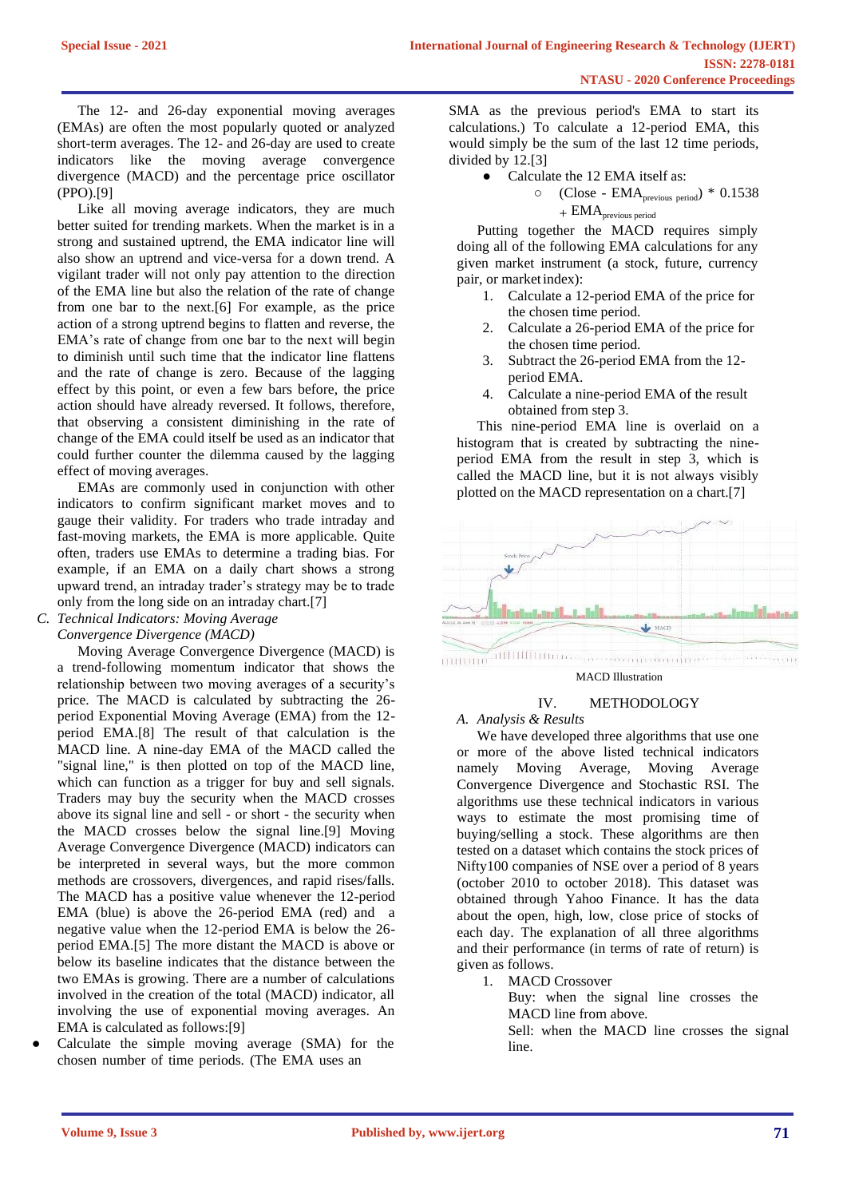The 12- and 26-day exponential moving averages (EMAs) are often the most popularly quoted or analyzed short-term averages. The 12- and 26-day are used to create indicators like the moving average convergence divergence (MACD) and the percentage price oscillator (PPO).[9]

Like all moving average indicators, they are much better suited for trending markets. When the market is in a strong and sustained uptrend, the EMA indicator line will also show an uptrend and vice-versa for a down trend. A vigilant trader will not only pay attention to the direction of the EMA line but also the relation of the rate of change from one bar to the next.[6] For example, as the price action of a strong uptrend begins to flatten and reverse, the EMA's rate of change from one bar to the next will begin to diminish until such time that the indicator line flattens and the rate of change is zero. Because of the lagging effect by this point, or even a few bars before, the price action should have already reversed. It follows, therefore, that observing a consistent diminishing in the rate of change of the EMA could itself be used as an indicator that could further counter the dilemma caused by the lagging effect of moving averages.

EMAs are commonly used in conjunction with other indicators to confirm significant market moves and to gauge their validity. For traders who trade intraday and fast-moving markets, the EMA is more applicable. Quite often, traders use EMAs to determine a trading bias. For example, if an EMA on a daily chart shows a strong upward trend, an intraday trader's strategy may be to trade only from the long side on an intraday chart.[7]

### C. *Technical Indicators: Moving Average Convergence Divergence (MACD)*

Moving Average Convergence Divergence (MACD) is a trend-following momentum indicator that shows the relationship between two moving averages of a security's price. The MACD is calculated by subtracting the 26-period Exponential Moving Average (EMA) from the 12-period EMA.[8] The result of that calculation is the MACD line. A nine-day EMA of the MACD called the "signal line," is then plotted on top of the MACD line, which can function as a trigger for buy and sell signals. Traders may buy the security when the MACD crosses above its signal line and sell - or short - the security when the MACD crosses below the signal line.[9] Moving Average Convergence Divergence (MACD) indicators can be interpreted in several ways, but the more common methods are crossovers, divergences, and rapid rises/falls. The MACD has a positive value whenever the 12-period EMA (blue) is above the 26-period EMA (red) and a negative value when the 12-period EMA is below the 26-period EMA.[5] The more distant the MACD is above or below its baseline indicates that the distance between the two EMAs is growing. There are a number of calculations involved in the creation of the total (MACD) indicator, all involving the use of exponential moving averages. An EMA is calculated as follows:[9]

- Calculate the simple moving average (SMA) for the chosen number of time periods. (The EMA uses an SMA as the previous period's EMA to start its calculations.) To calculate a 12-period EMA, this would simply be the sum of the last 12 time periods, divided by 12.[3]
- Calculate the 12 EMA itself as:
  - $(\text{Close} - EMA_{\text{previous period}}) * 0.1538 + EMA_{\text{previous period}}$

Putting together the MACD requires simply doing all of the following EMA calculations for any given market instrument (a stock, future, currency pair, or market index):

1. Calculate a 12-period EMA of the price for the chosen time period.
2. Calculate a 26-period EMA of the price for the chosen time period.
3. Subtract the 26-period EMA from the 12-period EMA.
4. Calculate a nine-period EMA of the result obtained from step 3.

This nine-period EMA line is overlaid on a histogram that is created by subtracting the nine-period EMA from the result in step 3, which is called the MACD line, but it is not always visibly plotted on the MACD representation on a chart.[7]

MACD Illustration

## IV. METHODOLOGY

### A. *Analysis & Results*

We have developed three algorithms that use one or more of the above listed technical indicators namely Moving Average, Moving Average Convergence Divergence and Stochastic RSI. The algorithms use these technical indicators in various ways to estimate the most promising time of buying/selling a stock. These algorithms are then tested on a dataset which contains the stock prices of Nifty100 companies of NSE over a period of 8 years (october 2010 to october 2018). This dataset was obtained through Yahoo Finance. It has the data about the open, high, low, close price of stocks of each day. The explanation of all three algorithms and their performance (in terms of rate of return) is given as follows.

1. MACD Crossover

   Buy: when the signal line crosses the MACD line from above.

   Sell: when the MACD line crosses the signal line.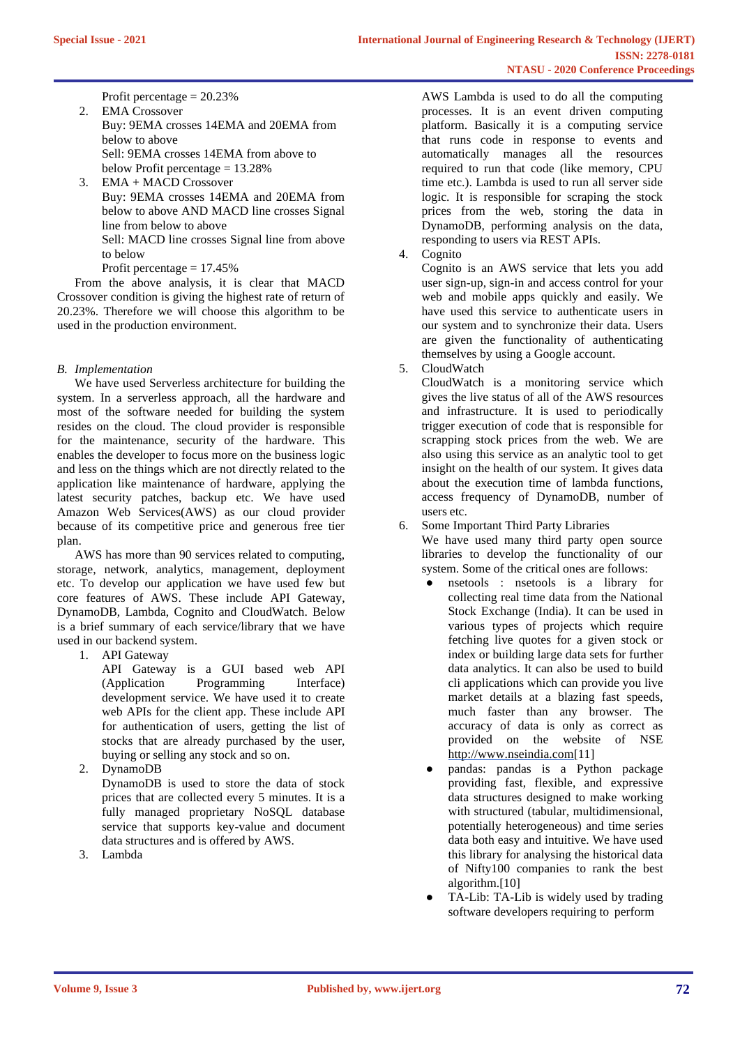Profit percentage = 20.23%

2. EMA Crossover
   Buy: 9EMA crosses 14EMA and 20EMA from below to above
   Sell: 9EMA crosses 14EMA from above to below Profit percentage = 13.28%
3. EMA + MACD Crossover
   Buy: 9EMA crosses 14EMA and 20EMA from below to above AND MACD line crosses Signal line from below to above
   Sell: MACD line crosses Signal line from above to below
   Profit percentage = 17.45%

From the above analysis, it is clear that MACD Crossover condition is giving the highest rate of return of 20.23%. Therefore we will choose this algorithm to be used in the production environment.

### *B. Implementation*

We have used Serverless architecture for building the system. In a serverless approach, all the hardware and most of the software needed for building the system resides on the cloud. The cloud provider is responsible for the maintenance, security of the hardware. This enables the developer to focus more on the business logic and less on the things which are not directly related to the application like maintenance of hardware, applying the latest security patches, backup etc. We have used Amazon Web Services(AWS) as our cloud provider because of its competitive price and generous free tier plan.

AWS has more than 90 services related to computing, storage, network, analytics, management, deployment etc. To develop our application we have used few but core features of AWS. These include API Gateway, DynamoDB, Lambda, Cognito and CloudWatch. Below is a brief summary of each service/library that we have used in our backend system.

1. API Gateway
   API Gateway is a GUI based web API (Application Programming Interface) development service. We have used it to create web APIs for the client app. These include API for authentication of users, getting the list of stocks that are already purchased by the user, buying or selling any stock and so on.
2. DynamoDB
   DynamoDB is used to store the data of stock prices that are collected every 5 minutes. It is a fully managed proprietary NoSQL database service that supports key-value and document data structures and is offered by AWS.
3. Lambda
   AWS Lambda is used to do all the computing processes. It is an event driven computing platform. Basically it is a computing service that runs code in response to events and automatically manages all the resources required to run that code (like memory, CPU time etc.). Lambda is used to run all server side logic. It is responsible for scraping the stock prices from the web, storing the data in DynamoDB, performing analysis on the data, responding to users via REST APIs.
4. Cognito
   Cognito is an AWS service that lets you add user sign-up, sign-in and access control for your web and mobile apps quickly and easily. We have used this service to authenticate users in our system and to synchronize their data. Users are given the functionality of authenticating themselves by using a Google account.
5. CloudWatch
   CloudWatch is a monitoring service which gives the live status of all of the AWS resources and infrastructure. It is used to periodically trigger execution of code that is responsible for scrapping stock prices from the web. We are also using this service as an analytic tool to get insight on the health of our system. It gives data about the execution time of lambda functions, access frequency of DynamoDB, number of users etc.
6. Some Important Third Party Libraries
   We have used many third party open source libraries to develop the functionality of our system. Some of the critical ones are as follows:
   - nsetools : nsetools is a library for collecting real time data from the National Stock Exchange (India). It can be used in various types of projects which require fetching live quotes for a given stock or index or building large data sets for further data analytics. It can also be used to build cli applications which can provide you live market details at a blazing fast speeds, much faster than any browser. The accuracy of data is only as correct as provided on the website of NSE http://www.nseindia.com[11]
   - pandas: pandas is a Python package providing fast, flexible, and expressive data structures designed to make working with structured (tabular, multidimensional, potentially heterogeneous) and time series data both easy and intuitive. We have used this library for analysing the historical data of Nifty100 companies to rank the best algorithm.[10]
   - TA-Lib: TA-Lib is widely used by trading software developers requiring to perform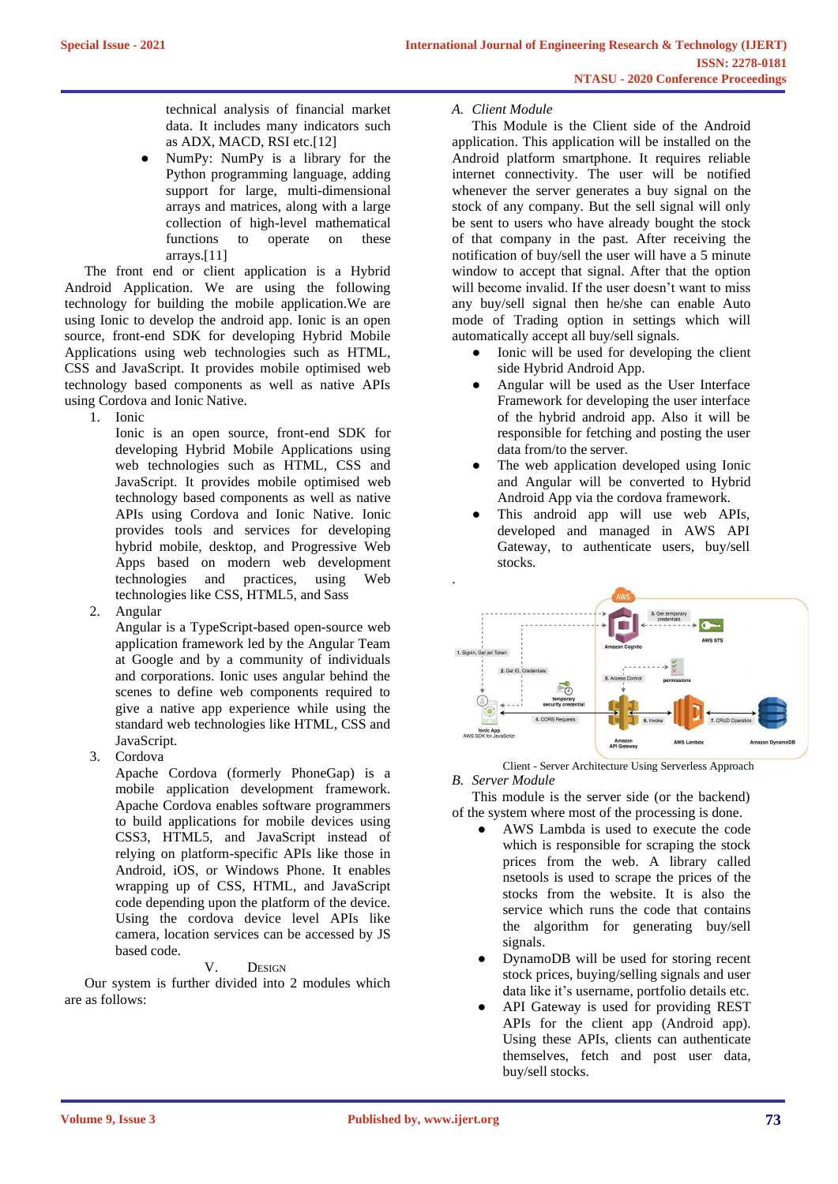technical analysis of financial market data. It includes many indicators such as ADX, MACD, RSI etc.[12]

- NumPy: NumPy is a library for the Python programming language, adding support for large, multi-dimensional arrays and matrices, along with a large collection of high-level mathematical functions to operate on these arrays.[11]

The front end or client application is a Hybrid Android Application. We are using the following technology for building the mobile application.We are using Ionic to develop the android app. Ionic is an open source, front-end SDK for developing Hybrid Mobile Applications using web technologies such as HTML, CSS and JavaScript. It provides mobile optimised web technology based components as well as native APIs using Cordova and Ionic Native.

1. Ionic
   Ionic is an open source, front-end SDK for developing Hybrid Mobile Applications using web technologies such as HTML, CSS and JavaScript. It provides mobile optimised web technology based components as well as native APIs using Cordova and Ionic Native. Ionic provides tools and services for developing hybrid mobile, desktop, and Progressive Web Apps based on modern web development technologies and practices, using Web technologies like CSS, HTML5, and Sass
2. Angular
   Angular is a TypeScript-based open-source web application framework led by the Angular Team at Google and by a community of individuals and corporations. Ionic uses angular behind the scenes to define web components required to give a native app experience while using the standard web technologies like HTML, CSS and JavaScript.
3. Cordova
   Apache Cordova (formerly PhoneGap) is a mobile application development framework. Apache Cordova enables software programmers to build applications for mobile devices using CSS3, HTML5, and JavaScript instead of relying on platform-specific APIs like those in Android, iOS, or Windows Phone. It enables wrapping up of CSS, HTML, and JavaScript code depending upon the platform of the device. Using the cordova device level APIs like camera, location services can be accessed by JS based code.

## V. DESIGN

Our system is further divided into 2 modules which are as follows:

### A. Client Module

This Module is the Client side of the Android application. This application will be installed on the Android platform smartphone. It requires reliable internet connectivity. The user will be notified whenever the server generates a buy signal on the stock of any company. But the sell signal will only be sent to users who have already bought the stock of that company in the past. After receiving the notification of buy/sell the user will have a 5 minute window to accept that signal. After that the option will become invalid. If the user doesn't want to miss any buy/sell signal then he/she can enable Auto mode of Trading option in settings which will automatically accept all buy/sell signals.

- Ionic will be used for developing the client side Hybrid Android App.
- Angular will be used as the User Interface Framework for developing the user interface of the hybrid android app. Also it will be responsible for fetching and posting the user data from/to the server.
- The web application developed using Ionic and Angular will be converted to Hybrid Android App via the cordova framework.
- This android app will use web APIs, developed and managed in AWS API Gateway, to authenticate users, buy/sell stocks.

Client - Server Architecture Using Serverless Approach

### B. Server Module

This module is the server side (or the backend) of the system where most of the processing is done.

- AWS Lambda is used to execute the code which is responsible for scraping the stock prices from the web. A library called nsetools is used to scrape the prices of the stocks from the website. It is also the service which runs the code that contains the algorithm for generating buy/sell signals.
- DynamoDB will be used for storing recent stock prices, buying/selling signals and user data like it's username, portfolio details etc.
- API Gateway is used for providing REST APIs for the client app (Android app). Using these APIs, clients can authenticate themselves, fetch and post user data, buy/sell stocks.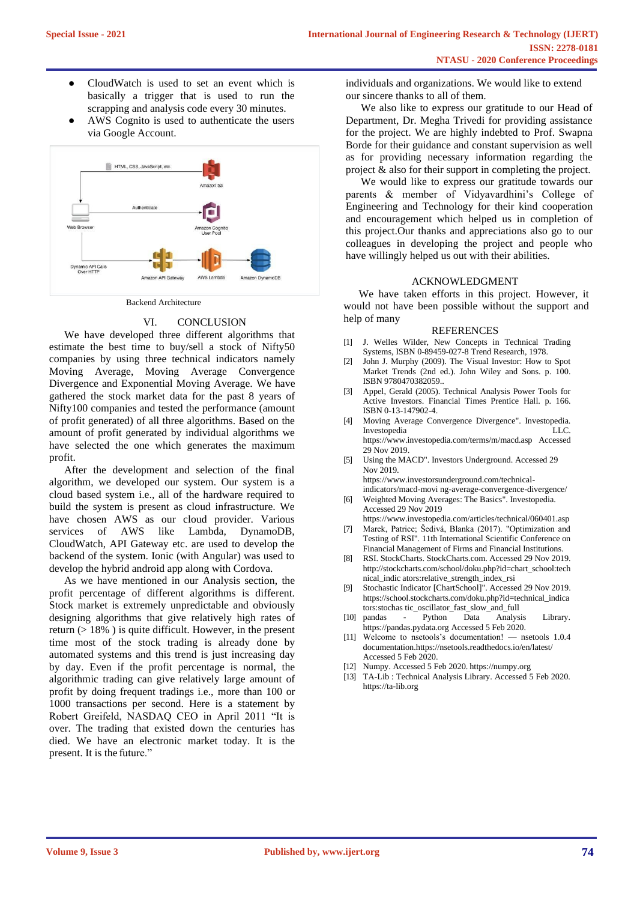- CloudWatch is used to set an event which is basically a trigger that is used to run the scrapping and analysis code every 30 minutes.
- AWS Cognito is used to authenticate the users via Google Account.

HTML, CSS, JavaScript, etc.

Amazon S3

Authenticate

Web Browser

Amazon Cognito User Pool

Dynamic API Calls Over HTTP

Amazon API Gateway

AWS Lambda

Amazon DynamoDB

Backend Architecture

## VI. CONCLUSION

We have developed three different algorithms that estimate the best time to buy/sell a stock of Nifty50 companies by using three technical indicators namely Moving Average, Moving Average Convergence Divergence and Exponential Moving Average. We have gathered the stock market data for the past 8 years of Nifty100 companies and tested the performance (amount of profit generated) of all three algorithms. Based on the amount of profit generated by individual algorithms we have selected the one which generates the maximum profit.

After the development and selection of the final algorithm, we developed our system. Our system is a cloud based system i.e., all of the hardware required to build the system is present as cloud infrastructure. We have chosen AWS as our cloud provider. Various services of AWS like Lambda, DynamoDB, CloudWatch, API Gateway etc. are used to develop the backend of the system. Ionic (with Angular) was used to develop the hybrid android app along with Cordova.

As we have mentioned in our Analysis section, the profit percentage of different algorithms is different. Stock market is extremely unpredictable and obviously designing algorithms that give relatively high rates of return (> 18% ) is quite difficult. However, in the present time most of the stock trading is already done by automated systems and this trend is just increasing day by day. Even if the profit percentage is normal, the algorithmic trading can give relatively large amount of profit by doing frequent tradings i.e., more than 100 or 1000 transactions per second. Here is a statement by Robert Greifeld, NASDAQ CEO in April 2011 "It is over. The trading that existed down the centuries has died. We have an electronic market today. It is the present. It is the future."

individuals and organizations. We would like to extend our sincere thanks to all of them.

We also like to express our gratitude to our Head of Department, Dr. Megha Trivedi for providing assistance for the project. We are highly indebted to Prof. Swapna Borde for their guidance and constant supervision as well as for providing necessary information regarding the project & also for their support in completing the project.

We would like to express our gratitude towards our parents & member of Vidyavardhini's College of Engineering and Technology for their kind cooperation and encouragement which helped us in completion of this project.Our thanks and appreciations also go to our colleagues in developing the project and people who have willingly helped us out with their abilities.

## ACKNOWLEDGMENT

We have taken efforts in this project. However, it would not have been possible without the support and help of many

## REFERENCES

[1] J. Welles Wilder, New Concepts in Technical Trading Systems, ISBN 0-89459-027-8 Trend Research, 1978.

[2] John J. Murphy (2009). The Visual Investor: How to Spot Market Trends (2nd ed.). John Wiley and Sons. p. 100. ISBN 9780470382059..

[3] Appel, Gerald (2005). Technical Analysis Power Tools for Active Investors. Financial Times Prentice Hall. p. 166. ISBN 0-13-147902-4.

[4] Moving Average Convergence Divergence". Investopedia. Investopedia LLC. https://www.investopedia.com/terms/m/macd.asp Accessed 29 Nov 2019.

[5] Using the MACD". Investors Underground. Accessed 29 Nov 2019. https://www.investorsunderground.com/technical-indicators/macd-movi ng-average-convergence-divergence/

[6] Weighted Moving Averages: The Basics". Investopedia. Accessed 29 Nov 2019 https://www.investopedia.com/articles/technical/060401.asp

[7] Marek, Patrice; Šedivá, Blanka (2017). "Optimization and Testing of RSI". 11th International Scientific Conference on Financial Management of Firms and Financial Institutions.

[8] RSI. StockCharts. StockCharts.com. Accessed 29 Nov 2019. http://stockcharts.com/school/doku.php?id=chart_school:tech nical_indic ators:relative_strength_index_rsi

[9] Stochastic Indicator [ChartSchool]". Accessed 29 Nov 2019. https://school.stockcharts.com/doku.php?id=technical_indica tors:stochas tic_oscillator_fast_slow_and_full

[10] pandas - Python Data Analysis Library. https://pandas.pydata.org Accessed 5 Feb 2020.

[11] Welcome to nsetools's documentation! — nsetools 1.0.4 documentation.https://nsetools.readthedocs.io/en/latest/ Accessed 5 Feb 2020.

[12] Numpy. Accessed 5 Feb 2020. https://numpy.org

[13] TA-Lib : Technical Analysis Library. Accessed 5 Feb 2020. https://ta-lib.org